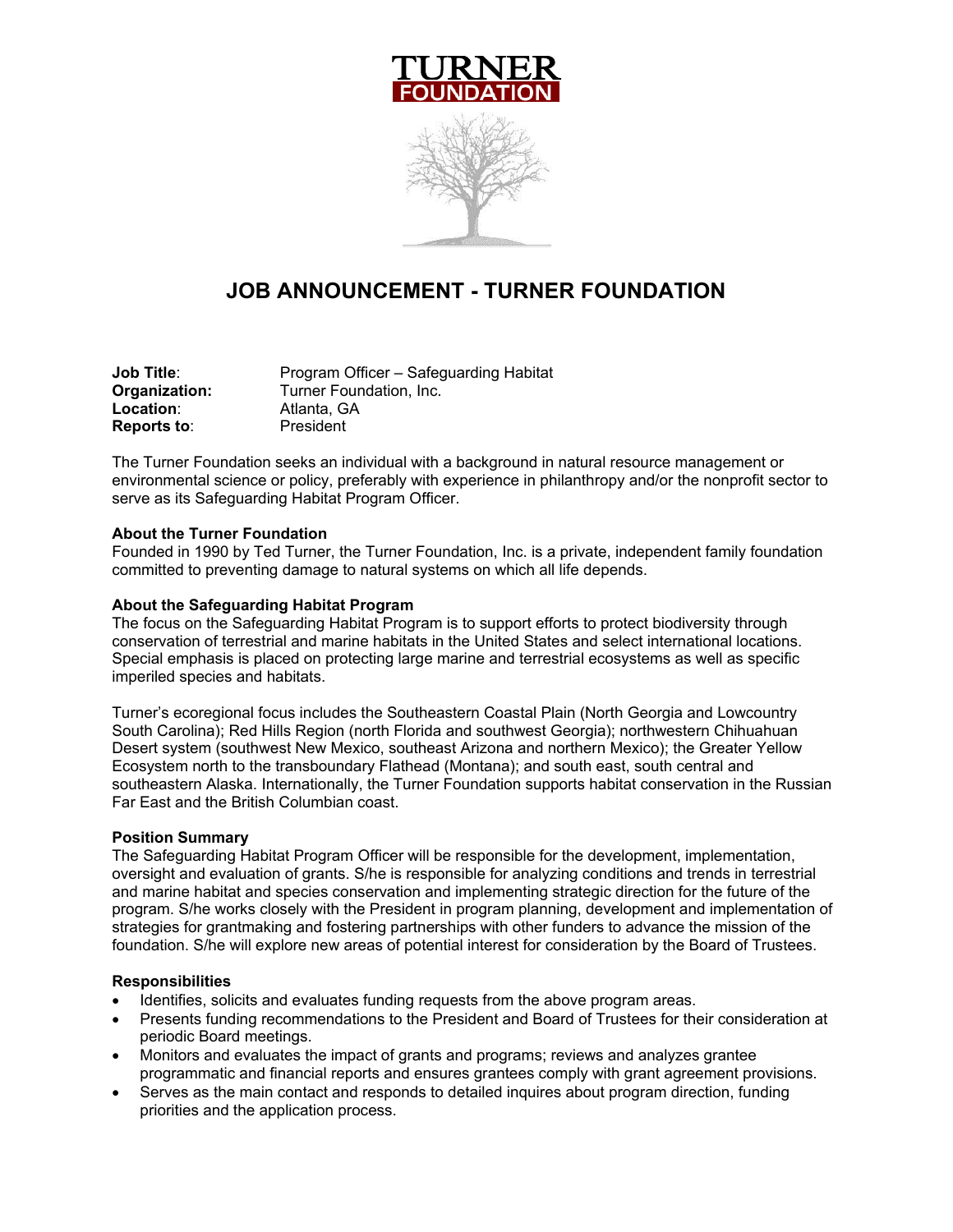# JOB ANNOUNCEMENT - TURNER FOUNDATION

**Job Title**: Program Officer – Safeguarding Habitat
**Organization:** Turner Foundation, Inc.
**Location**: Atlanta, GA
**Reports to**: President

The Turner Foundation seeks an individual with a background in natural resource management or environmental science or policy, preferably with experience in philanthropy and/or the nonprofit sector to serve as its Safeguarding Habitat Program Officer.

**About the Turner Foundation**
Founded in 1990 by Ted Turner, the Turner Foundation, Inc. is a private, independent family foundation committed to preventing damage to natural systems on which all life depends.

**About the Safeguarding Habitat Program**
The focus on the Safeguarding Habitat Program is to support efforts to protect biodiversity through conservation of terrestrial and marine habitats in the United States and select international locations. Special emphasis is placed on protecting large marine and terrestrial ecosystems as well as specific imperiled species and habitats.

Turner's ecoregional focus includes the Southeastern Coastal Plain (North Georgia and Lowcountry South Carolina); Red Hills Region (north Florida and southwest Georgia); northwestern Chihuahuan Desert system (southwest New Mexico, southeast Arizona and northern Mexico); the Greater Yellow Ecosystem north to the transboundary Flathead (Montana); and south east, south central and southeastern Alaska. Internationally, the Turner Foundation supports habitat conservation in the Russian Far East and the British Columbian coast.

**Position Summary**
The Safeguarding Habitat Program Officer will be responsible for the development, implementation, oversight and evaluation of grants. S/he is responsible for analyzing conditions and trends in terrestrial and marine habitat and species conservation and implementing strategic direction for the future of the program. S/he works closely with the President in program planning, development and implementation of strategies for grantmaking and fostering partnerships with other funders to advance the mission of the foundation. S/he will explore new areas of potential interest for consideration by the Board of Trustees.

**Responsibilities**
- Identifies, solicits and evaluates funding requests from the above program areas.
- Presents funding recommendations to the President and Board of Trustees for their consideration at periodic Board meetings.
- Monitors and evaluates the impact of grants and programs; reviews and analyzes grantee programmatic and financial reports and ensures grantees comply with grant agreement provisions.
- Serves as the main contact and responds to detailed inquires about program direction, funding priorities and the application process.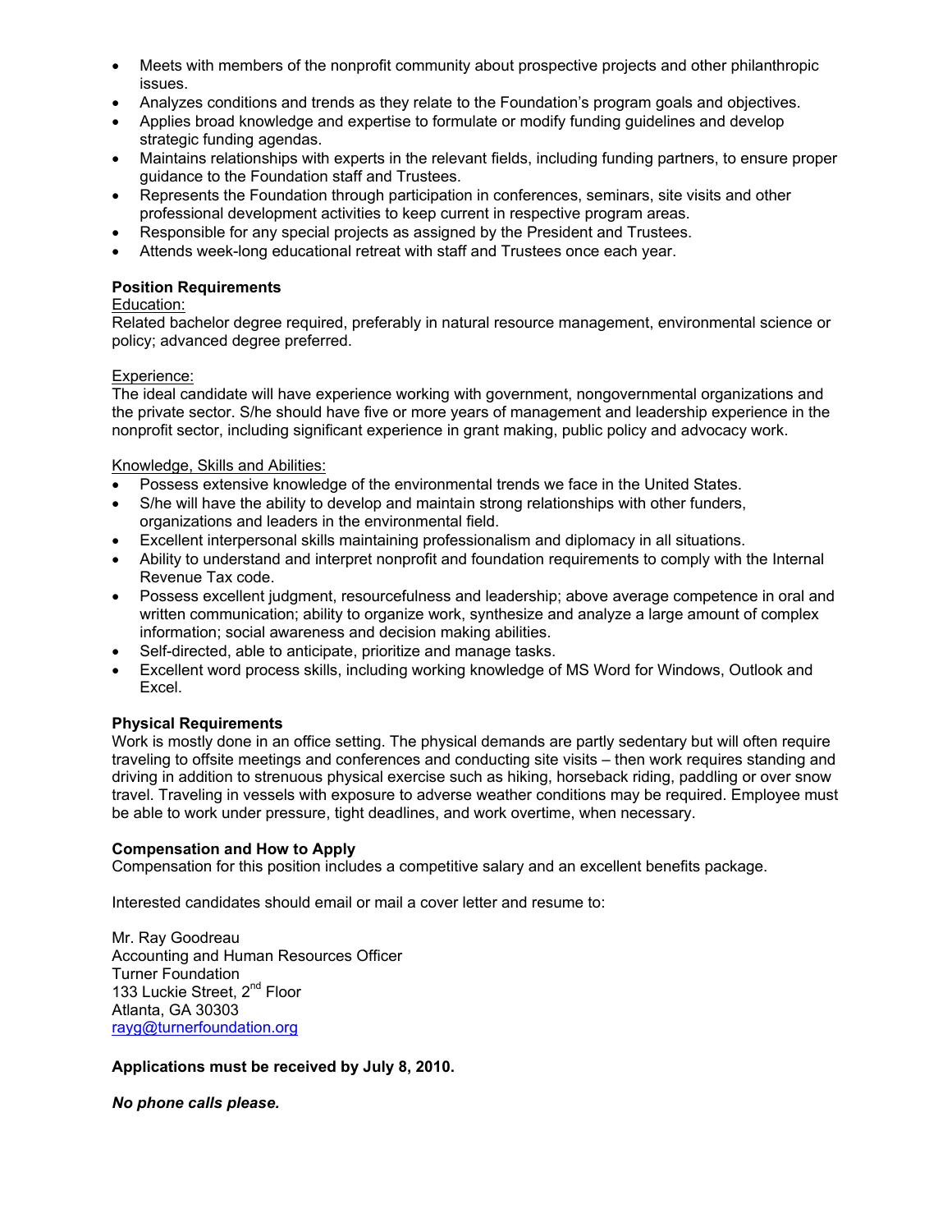- Meets with members of the nonprofit community about prospective projects and other philanthropic issues.
- Analyzes conditions and trends as they relate to the Foundation's program goals and objectives.
- Applies broad knowledge and expertise to formulate or modify funding guidelines and develop strategic funding agendas.
- Maintains relationships with experts in the relevant fields, including funding partners, to ensure proper guidance to the Foundation staff and Trustees.
- Represents the Foundation through participation in conferences, seminars, site visits and other professional development activities to keep current in respective program areas.
- Responsible for any special projects as assigned by the President and Trustees.
- Attends week-long educational retreat with staff and Trustees once each year.

**Position Requirements**

Education:

Related bachelor degree required, preferably in natural resource management, environmental science or policy; advanced degree preferred.

Experience:

The ideal candidate will have experience working with government, nongovernmental organizations and the private sector. S/he should have five or more years of management and leadership experience in the nonprofit sector, including significant experience in grant making, public policy and advocacy work.

Knowledge, Skills and Abilities:

- Possess extensive knowledge of the environmental trends we face in the United States.
- S/he will have the ability to develop and maintain strong relationships with other funders, organizations and leaders in the environmental field.
- Excellent interpersonal skills maintaining professionalism and diplomacy in all situations.
- Ability to understand and interpret nonprofit and foundation requirements to comply with the Internal Revenue Tax code.
- Possess excellent judgment, resourcefulness and leadership; above average competence in oral and written communication; ability to organize work, synthesize and analyze a large amount of complex information; social awareness and decision making abilities.
- Self-directed, able to anticipate, prioritize and manage tasks.
- Excellent word process skills, including working knowledge of MS Word for Windows, Outlook and Excel.

**Physical Requirements**

Work is mostly done in an office setting. The physical demands are partly sedentary but will often require traveling to offsite meetings and conferences and conducting site visits – then work requires standing and driving in addition to strenuous physical exercise such as hiking, horseback riding, paddling or over snow travel. Traveling in vessels with exposure to adverse weather conditions may be required. Employee must be able to work under pressure, tight deadlines, and work overtime, when necessary.

**Compensation and How to Apply**

Compensation for this position includes a competitive salary and an excellent benefits package.

Interested candidates should email or mail a cover letter and resume to:

Mr. Ray Goodreau
Accounting and Human Resources Officer
Turner Foundation
133 Luckie Street, 2nd Floor
Atlanta, GA 30303
rayg@turnerfoundation.org

**Applications must be received by July 8, 2010.**

***No phone calls please.***